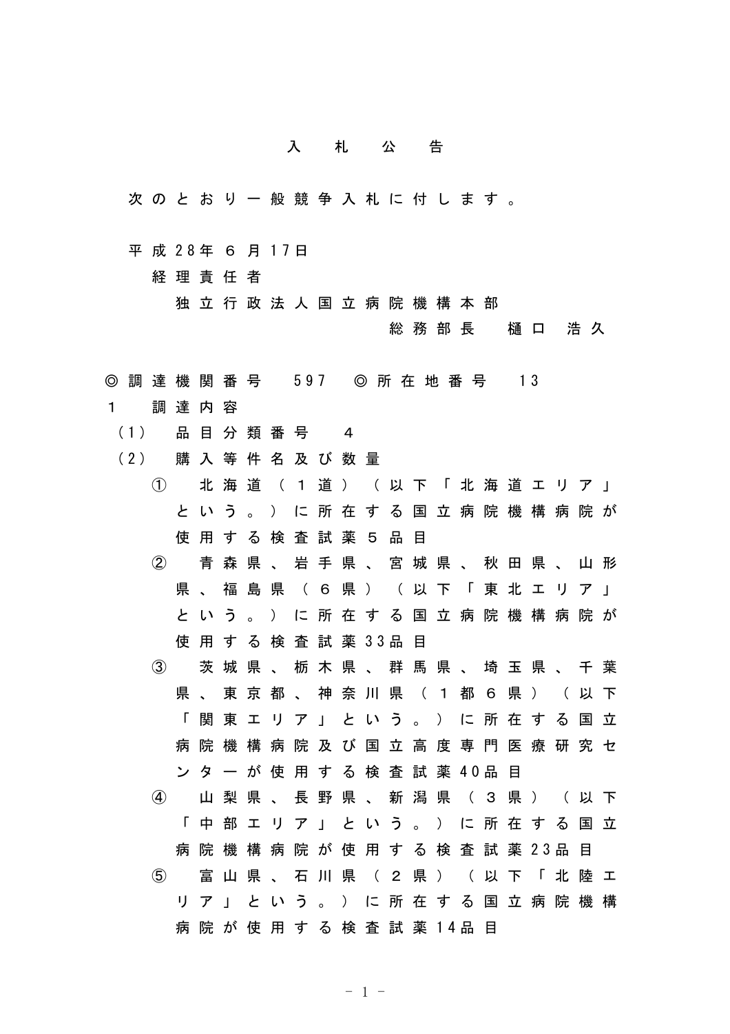# 入札公告

次のとおり一般競争入札に付します。

平成28年６月17日

経理責任者

独立行政法人国立病院機構本部

総務部長　樋口　浩久

◎調達機関番号　597　◎所在地番号　13

１　調達内容

（1）　品目分類番号　４

（2）　購入等件名及び数量

①　北海道（１道）（以下「北海道エリア」という。）に所在する国立病院機構病院が使用する検査試薬５品目

②　青森県、岩手県、宮城県、秋田県、山形県、福島県（６県）（以下「東北エリア」という。）に所在する国立病院機構病院が使用する検査試薬33品目

③　茨城県、栃木県、群馬県、埼玉県、千葉県、東京都、神奈川県（１都６県）（以下「関東エリア」という。）に所在する国立病院機構病院及び国立高度専門医療研究センターが使用する検査試薬40品目

④　山梨県、長野県、新潟県（３県）（以下「中部エリア」という。）に所在する国立病院機構病院が使用する検査試薬23品目

⑤　富山県、石川県（２県）（以下「北陸エリア」という。）に所在する国立病院機構病院が使用する検査試薬14品目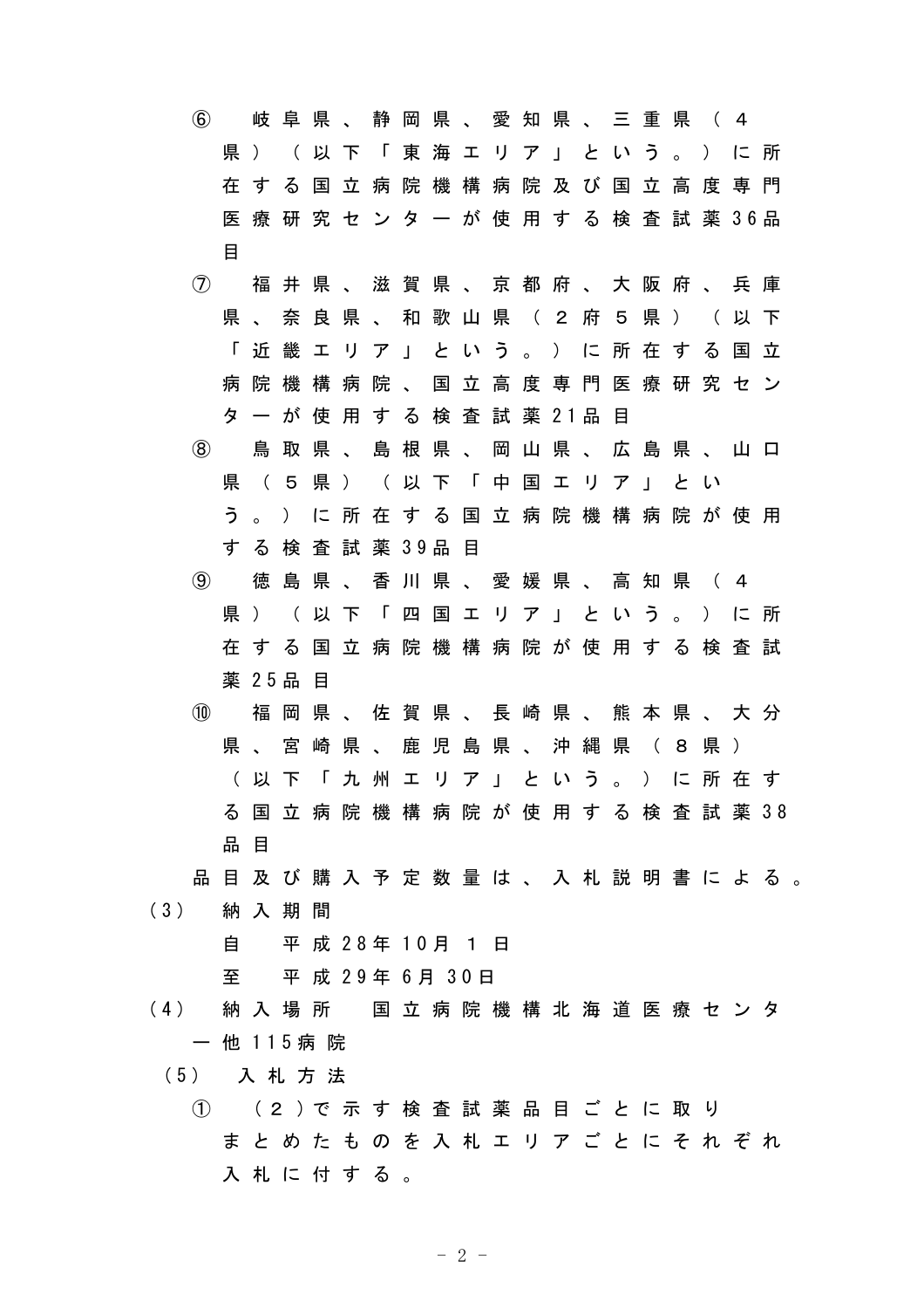⑥　岐阜県、静岡県、愛知県、三重県（４県）（以下「東海エリア」という。）に所在する国立病院機構病院及び国立高度専門医療研究センターが使用する検査試薬36品目

⑦　福井県、滋賀県、京都府、大阪府、兵庫県、奈良県、和歌山県（２府５県）（以下「近畿エリア」という。）に所在する国立病院機構病院、国立高度専門医療研究センターが使用する検査試薬21品目

⑧　鳥取県、島根県、岡山県、広島県、山口県（５県）（以下「中国エリア」という。）に所在する国立病院機構病院が使用する検査試薬39品目

⑨　徳島県、香川県、愛媛県、高知県（４県）（以下「四国エリア」という。）に所在する国立病院機構病院が使用する検査試薬25品目

⑩　福岡県、佐賀県、長崎県、熊本県、大分県、宮崎県、鹿児島県、沖縄県（８県）（以下「九州エリア」という。）に所在する国立病院機構病院が使用する検査試薬38品目

品目及び購入予定数量は、入札説明書による。

（3）　納入期間

自　平成28年10月１日

至　平成29年6月30日

（4）　納入場所　国立病院機構北海道医療センター他115病院

（5）　入札方法

①　（２）で示す検査試薬品目ごとに取りまとめたものを入札エリアごとにそれぞれ入札に付する。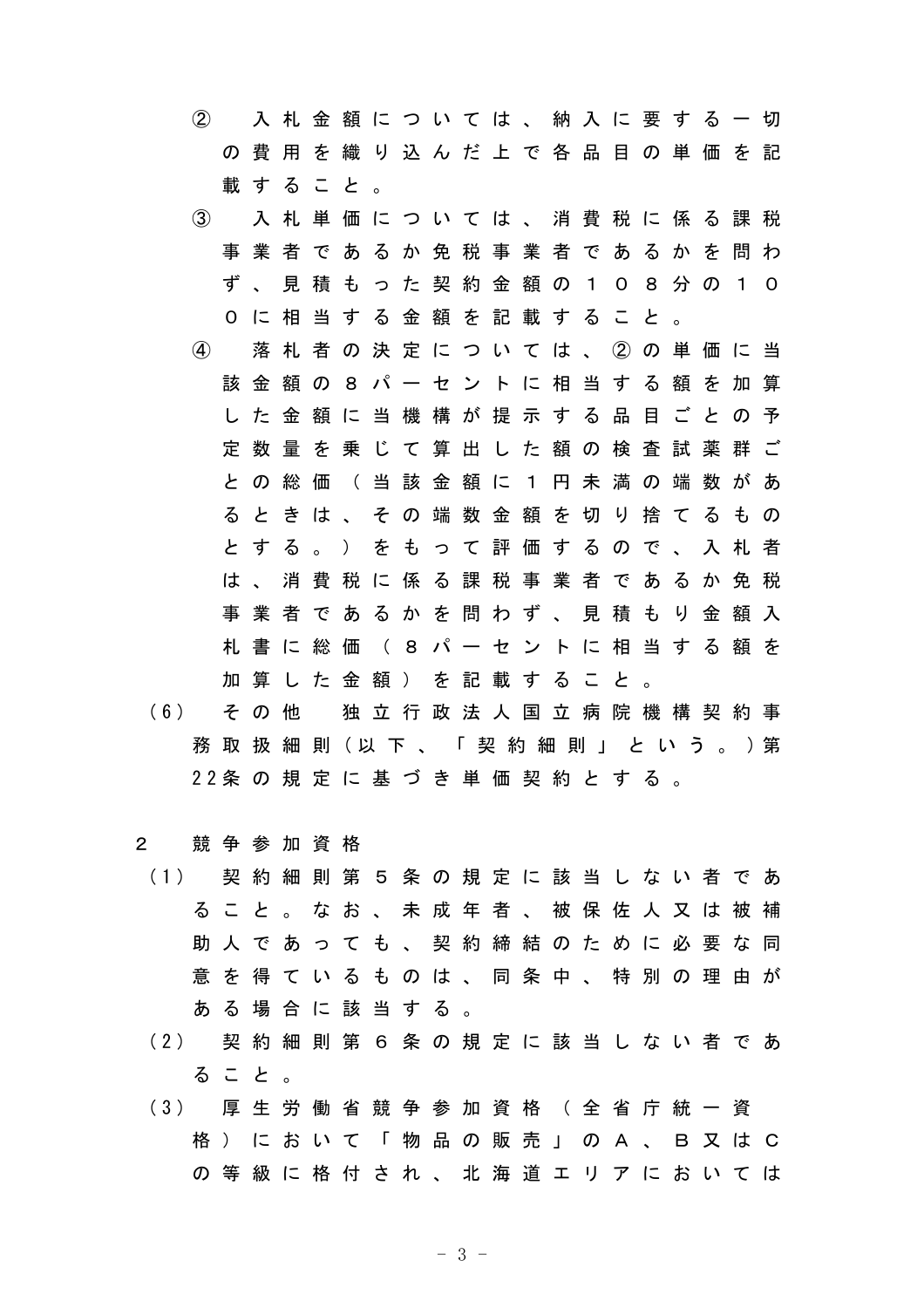② 入札金額については、納入に要する一切の費用を織り込んだ上で各品目の単価を記載すること。

③ 入札単価については、消費税に係る課税事業者であるか免税事業者であるかを問わず、見積もった契約金額の１０８分の１００に相当する金額を記載すること。

④ 落札者の決定については、②の単価に当該金額の８パーセントに相当する額を加算した金額に当機構が提示する品目ごとの予定数量を乗じて算出した額の検査試薬群ごとの総価（当該金額に１円未満の端数があるときは、その端数金額を切り捨てるものとする。）をもって評価するので、入札者は、消費税に係る課税事業者であるか免税事業者であるかを問わず、見積もり金額入札書に総価（８パーセントに相当する額を加算した金額）を記載すること。

（6） その他　独立行政法人国立病院機構契約事務取扱細則（以下、「契約細則」という。）第22条の規定に基づき単価契約とする。

2　競争参加資格

（1） 契約細則第５条の規定に該当しない者であること。なお、未成年者、被保佐人又は被補助人であっても、契約締結のために必要な同意を得ているものは、同条中、特別の理由がある場合に該当する。

（2） 契約細則第６条の規定に該当しない者であること。

（3） 厚生労働省競争参加資格（全省庁統一資格）において「物品の販売」のＡ、Ｂ又はＣの等級に格付され、北海道エリアにおいては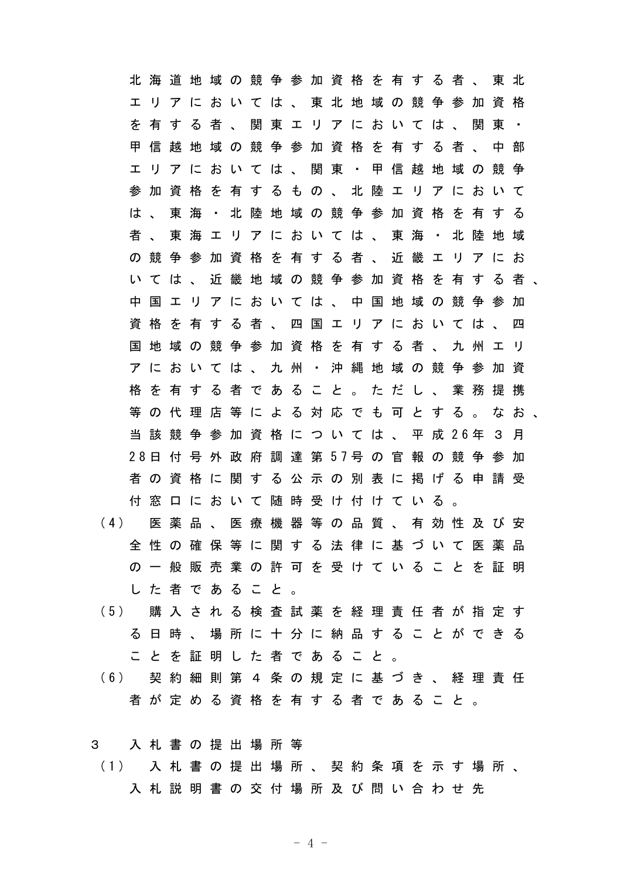北海道地域の競争参加資格を有する者、東北エリアにおいては、東北地域の競争参加資格を有する者、関東エリアにおいては、関東・甲信越地域の競争参加資格を有する者、中部エリアにおいては、関東・甲信越地域の競争参加資格を有するもの、北陸エリアにおいては、東海・北陸地域の競争参加資格を有する者、東海エリアにおいては、東海・北陸地域の競争参加資格を有する者、近畿エリアにおいては、近畿地域の競争参加資格を有する者、中国エリアにおいては、中国地域の競争参加資格を有する者、四国エリアにおいては、四国地域の競争参加資格を有する者、九州エリアにおいては、九州・沖縄地域の競争参加資格を有する者であること。ただし、業務提携等の代理店等による対応でも可とする。なお、当該競争参加資格については、平成26年３月28日付号外政府調達第57号の官報の競争参加者の資格に関する公示の別表に掲げる申請受付窓口において随時受け付けている。

（4）　医薬品、医療機器等の品質、有効性及び安全性の確保等に関する法律に基づいて医薬品の一般販売業の許可を受けていることを証明した者であること。

（5）　購入される検査試薬を経理責任者が指定する日時、場所に十分に納品することができることを証明した者であること。

（6）　契約細則第４条の規定に基づき、経理責任者が定める資格を有する者であること。

３　入札書の提出場所等

（1）　入札書の提出場所、契約条項を示す場所、入札説明書の交付場所及び問い合わせ先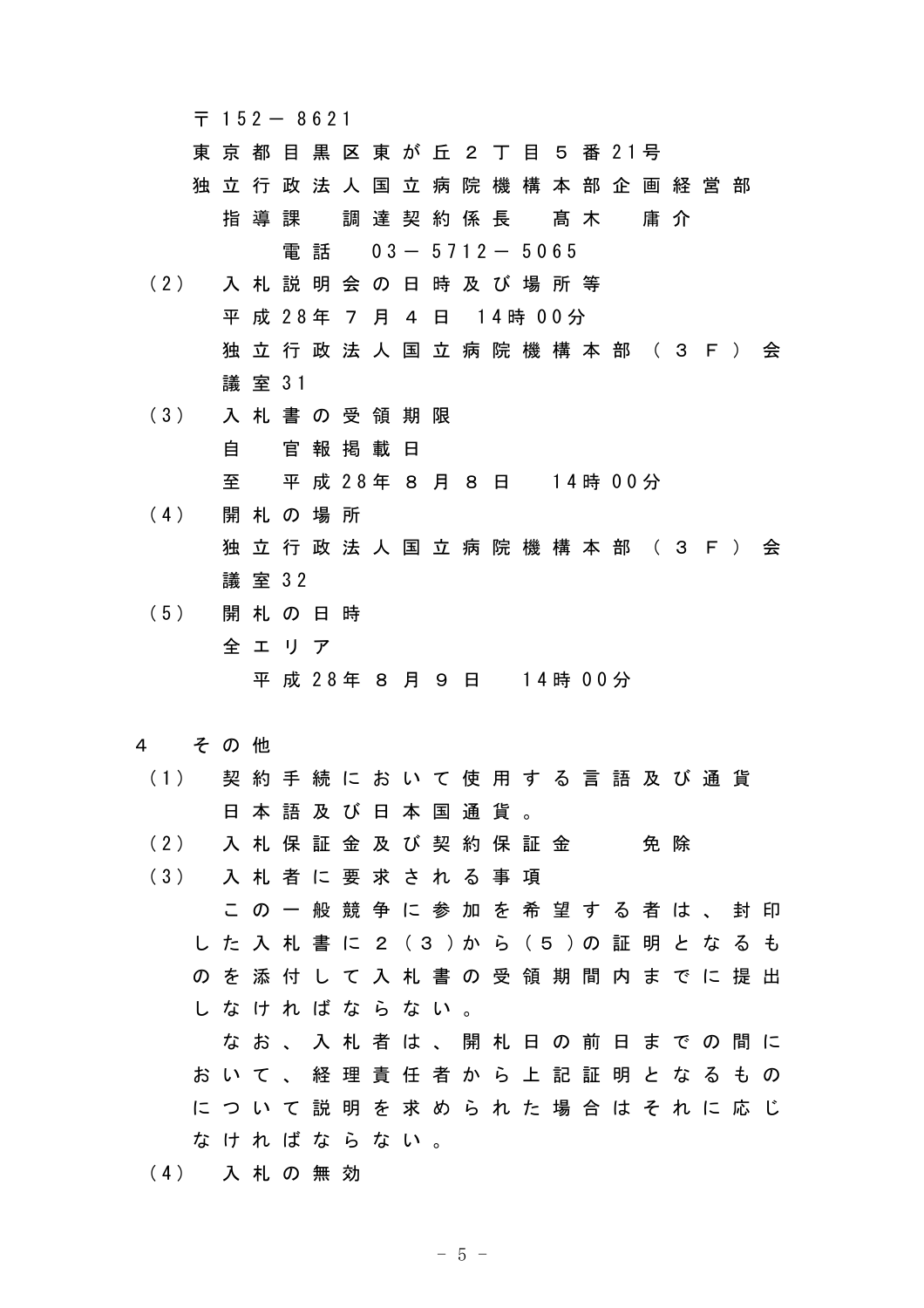〒152－8621
東京都目黒区東が丘２丁目５番21号
独立行政法人国立病院機構本部企画経営部
指導課　調達契約係長　髙木　庸介
電話　03－5712－5065

（2）　入札説明会の日時及び場所等
平成28年７月４日　14時00分
独立行政法人国立病院機構本部（３Ｆ）会議室31

（3）　入札書の受領期限
自　官報掲載日
至　平成28年８月８日　14時00分

（4）　開札の場所
独立行政法人国立病院機構本部（３Ｆ）会議室32

（5）　開札の日時
全エリア
平成28年８月９日　14時00分

４　その他

（1）　契約手続において使用する言語及び通貨
日本語及び日本国通貨。

（2）　入札保証金及び契約保証金　　免除

（3）　入札者に要求される事項
この一般競争に参加を希望する者は、封印した入札書に２（３）から（５）の証明となるものを添付して入札書の受領期間内までに提出しなければならない。
なお、入札者は、開札日の前日までの間において、経理責任者から上記証明となるものについて説明を求められた場合はそれに応じなければならない。

（4）　入札の無効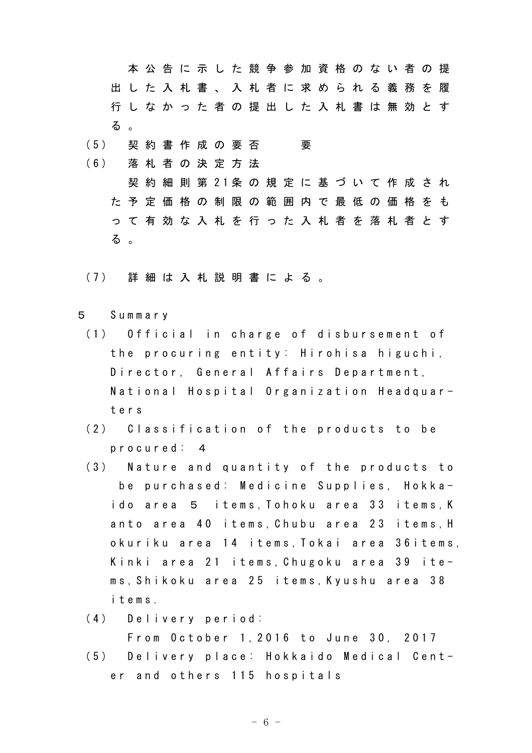本公告に示した競争参加資格のない者の提出した入札書、入札者に求められる義務を履行しなかった者の提出した入札書は無効とする。

（5） 契約書作成の要否　　要

（6） 落札者の決定方法

契約細則第21条の規定に基づいて作成された予定価格の制限の範囲内で最低の価格をもって有効な入札を行った入札者を落札者とする。

（7） 詳細は入札説明書による。

5　Summary

（1） Official in charge of disbursement of the procuring entity: Hirohisa higuchi, Director, General Affairs Department, National Hospital Organization Headquarters

（2） Classification of the products to be procured: ４

（3） Nature and quantity of the products to be purchased: Medicine Supplies, Hokkaido area ５ items,Tohoku area 33 items,Kanto area 40 items,Chubu area 23 items,Hokuriku area 14 items,Tokai area 36items,Kinki area 21 items,Chugoku area 39 items,Shikoku area 25 items,Kyushu area 38 items.

（4） Delivery period:

From October 1,2016 to June 30, 2017

（5） Delivery place: Hokkaido Medical Center and others 115 hospitals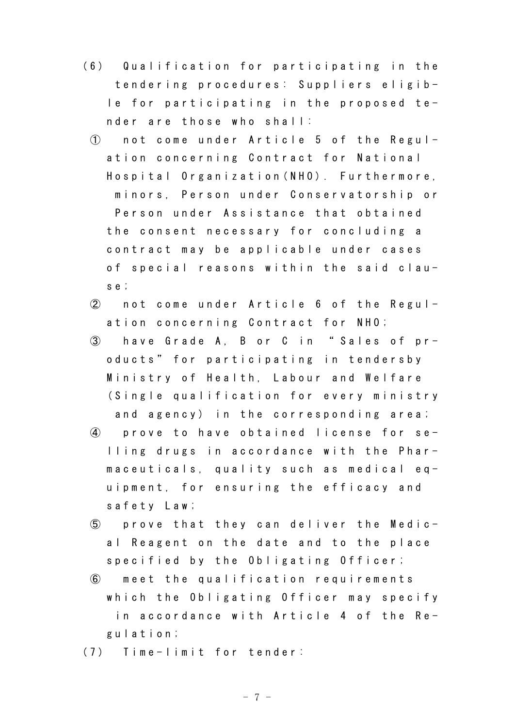(6) Qualification for participating in the tendering procedures: Suppliers eligible for participating in the proposed tender are those who shall:

① not come under Article 5 of the Regulation concerning Contract for National Hospital Organization(NHO). Furthermore, minors, Person under Conservatorship or Person under Assistance that obtained the consent necessary for concluding a contract may be applicable under cases of special reasons within the said clause;

② not come under Article 6 of the Regulation concerning Contract for NHO;

③ have Grade A, B or C in "Sales of products" for participating in tendersby Ministry of Health, Labour and Welfare (Single qualification for every ministry and agency) in the corresponding area;

④ prove to have obtained license for selling drugs in accordance with the Pharmaceuticals, quality such as medical equipment, for ensuring the efficacy and safety Law;

⑤ prove that they can deliver the Medical Reagent on the date and to the place specified by the Obligating Officer;

⑥ meet the qualification requirements which the Obligating Officer may specify in accordance with Article 4 of the Regulation;

(7) Time-limit for tender: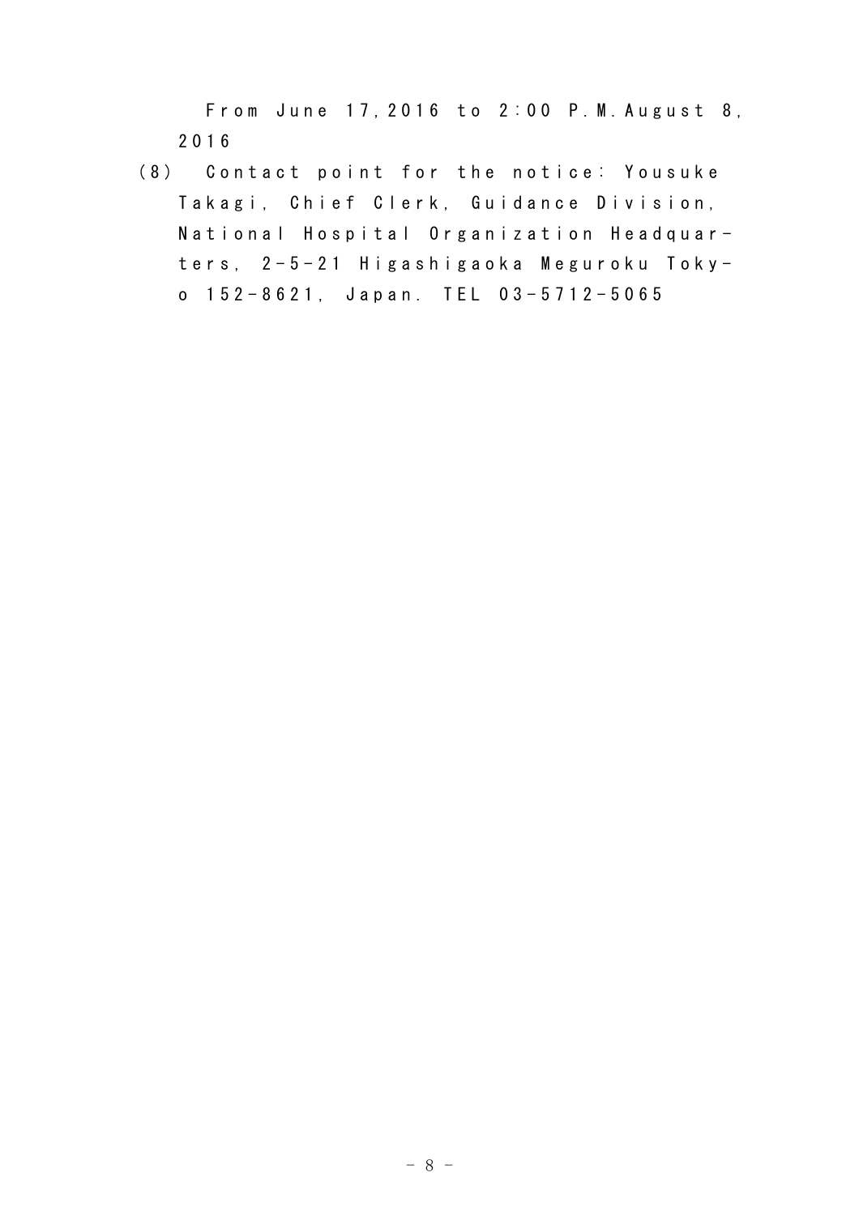From June 17,2016 to 2:00 P.M.August 8, 2016

(8) Contact point for the notice: Yousuke Takagi, Chief Clerk, Guidance Division, National Hospital Organization Headquarters, 2-5-21 Higashigaoka Meguroku Tokyo 152-8621, Japan. TEL 03-5712-5065